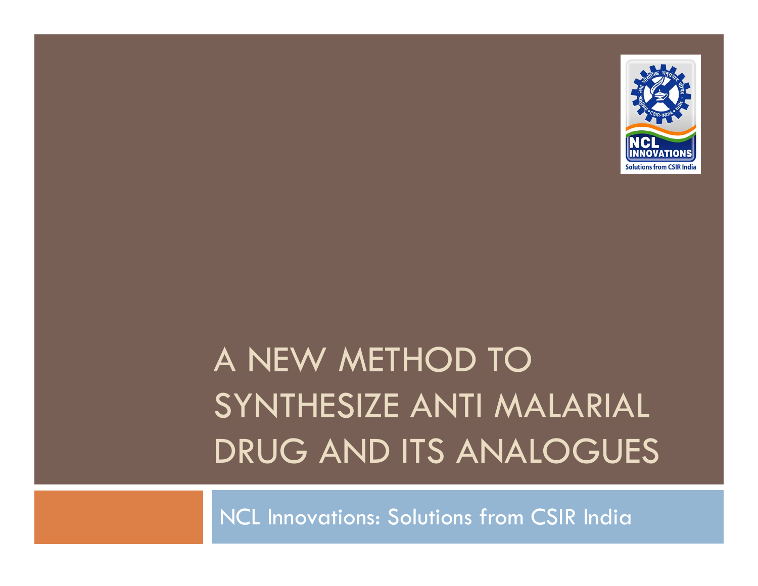# A NEW METHOD TO SYNTHESIZE ANTI MALARIAL DRUG AND ITS ANALOGUES

NCL Innovations: Solutions from CSIR India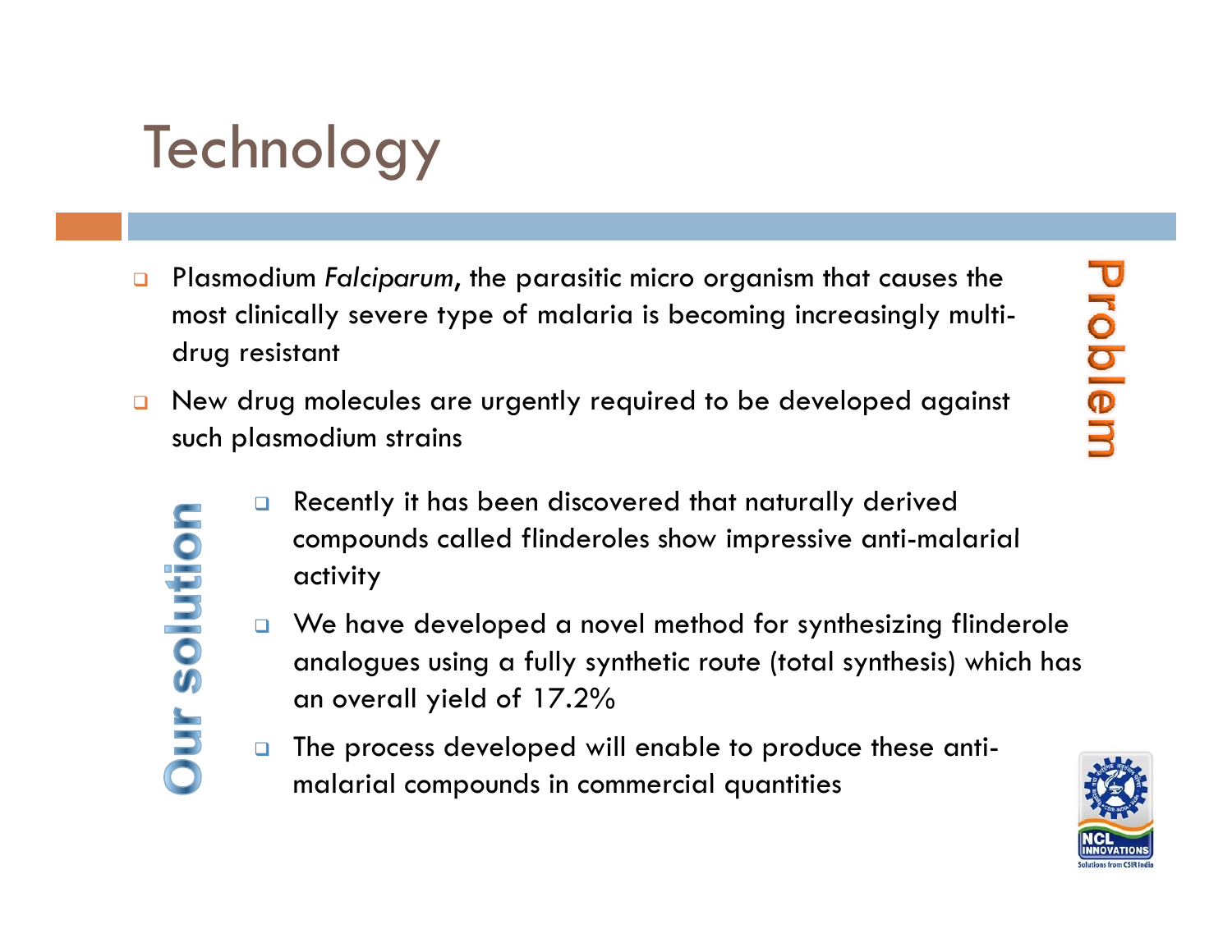# Technology

**Problem**

- Plasmodium *Falciparum*, the parasitic micro organism that causes the most clinically severe type of malaria is becoming increasingly multi-drug resistant
- New drug molecules are urgently required to be developed against such plasmodium strains

**Our solution**

- Recently it has been discovered that naturally derived compounds called flinderoles show impressive anti-malarial activity
- We have developed a novel method for synthesizing flinderole analogues using a fully synthetic route (total synthesis) which has an overall yield of 17.2%
- The process developed will enable to produce these anti-malarial compounds in commercial quantities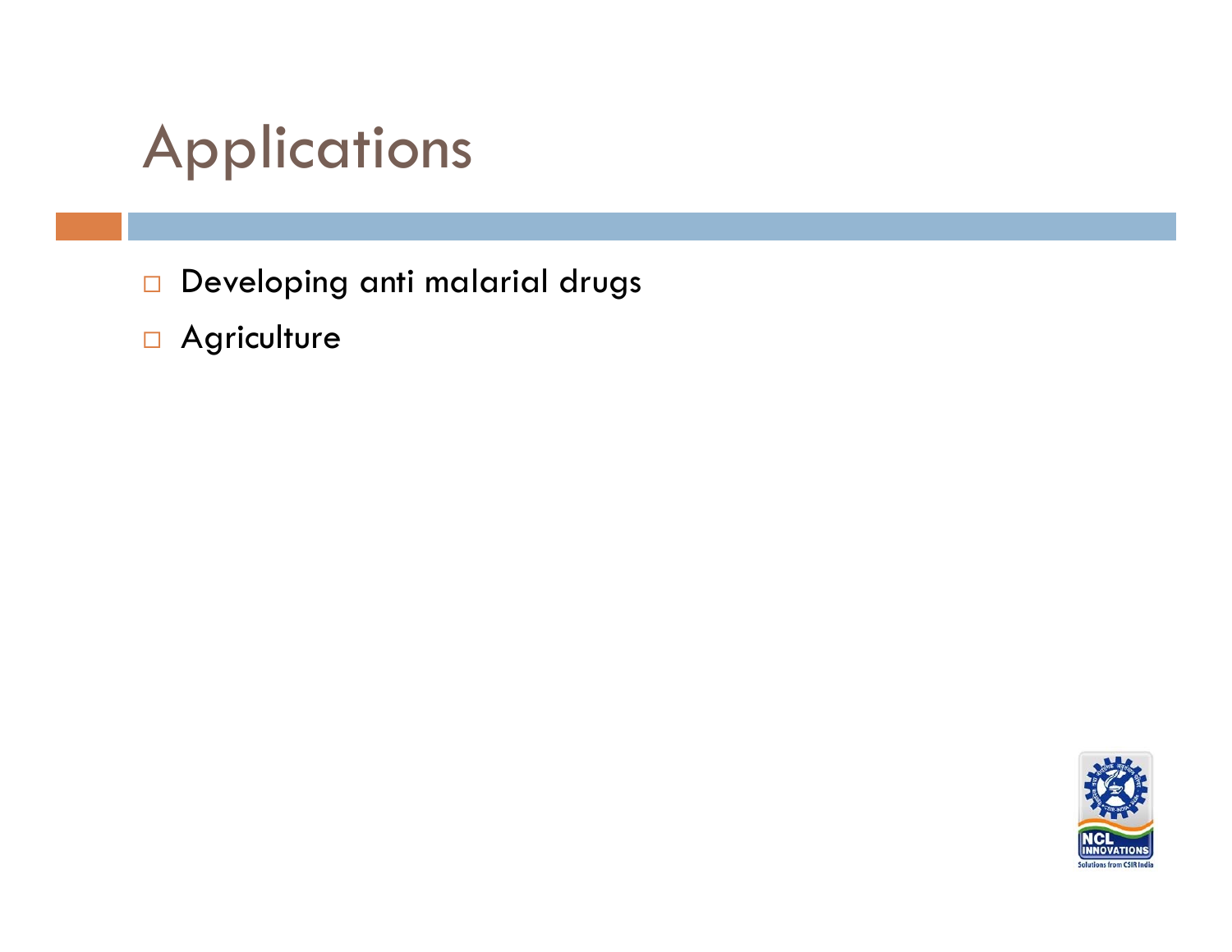# Applications

- Developing anti malarial drugs
- Agriculture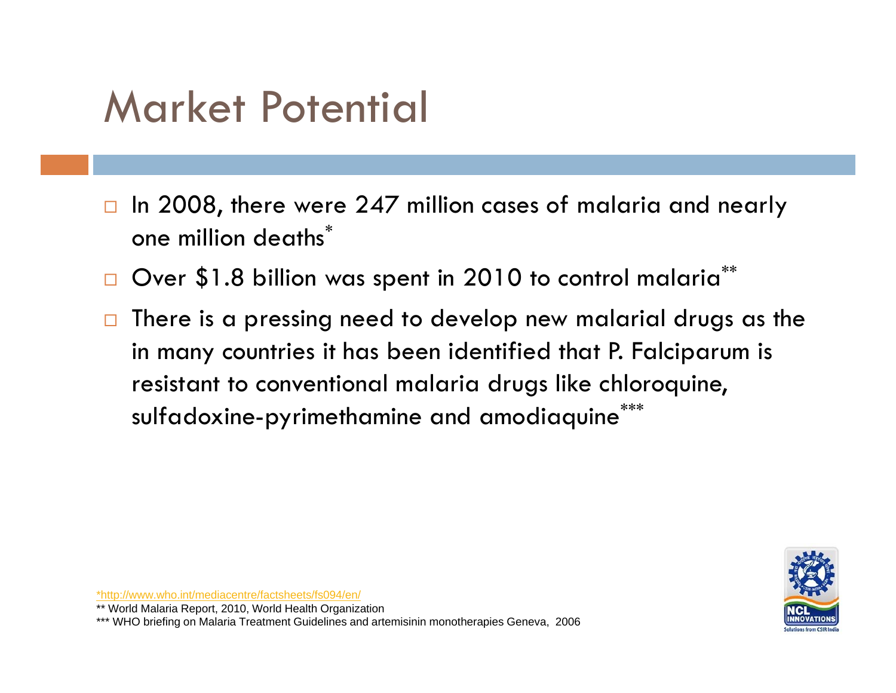# Market Potential

- In 2008, there were 247 million cases of malaria and nearly one million deaths*
- Over $1.8 billion was spent in 2010 to control malaria**
- There is a pressing need to develop new malarial drugs as the in many countries it has been identified that P. Falciparum is resistant to conventional malaria drugs like chloroquine, sulfadoxine-pyrimethamine and amodiaquine***

*http://www.who.int/mediacentre/factsheets/fs094/en/

** World Malaria Report, 2010, World Health Organization

*** WHO briefing on Malaria Treatment Guidelines and artemisinin monotherapies Geneva, 2006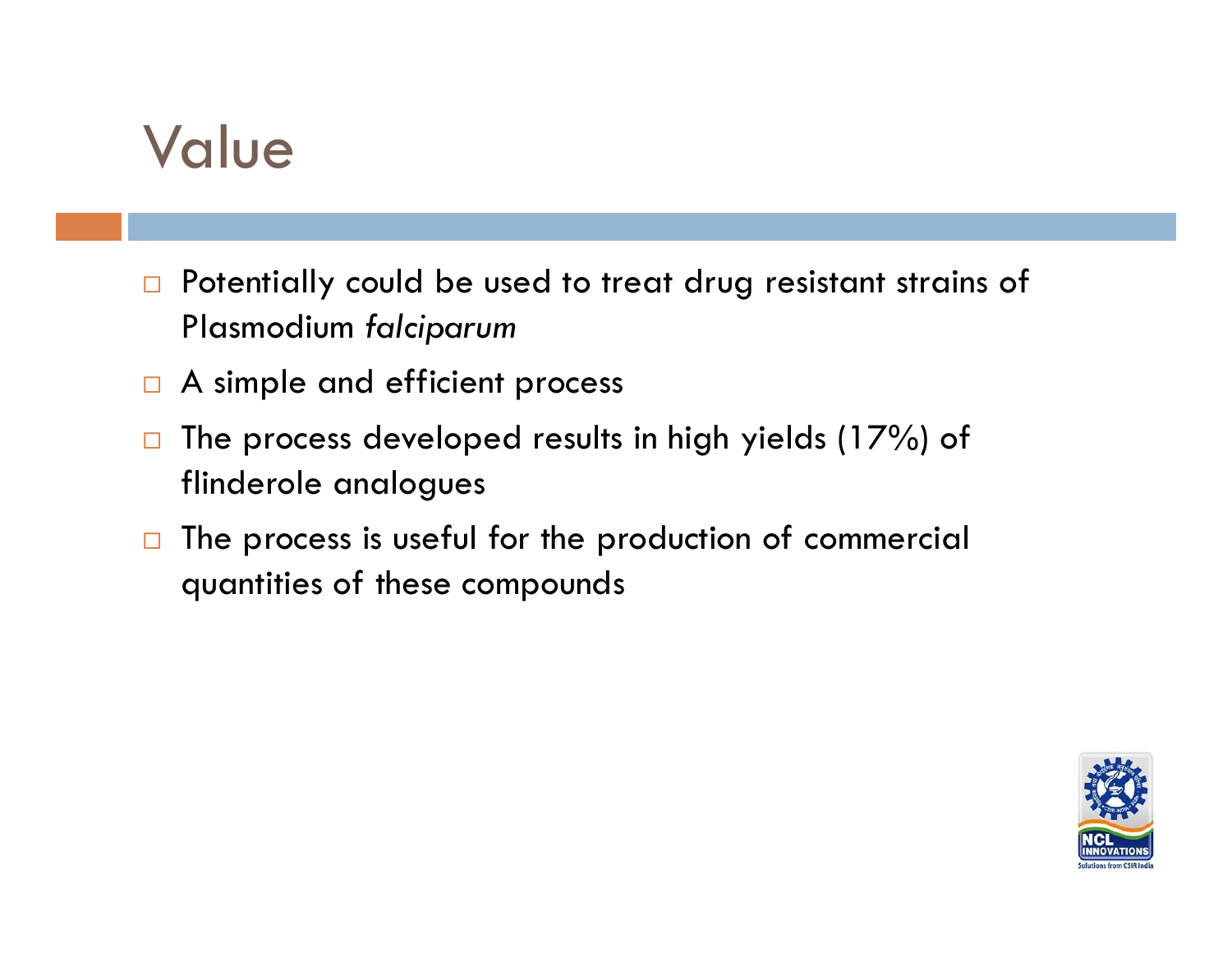# Value

- Potentially could be used to treat drug resistant strains of Plasmodium *falciparum*
- A simple and efficient process
- The process developed results in high yields (17%) of flinderole analogues
- The process is useful for the production of commercial quantities of these compounds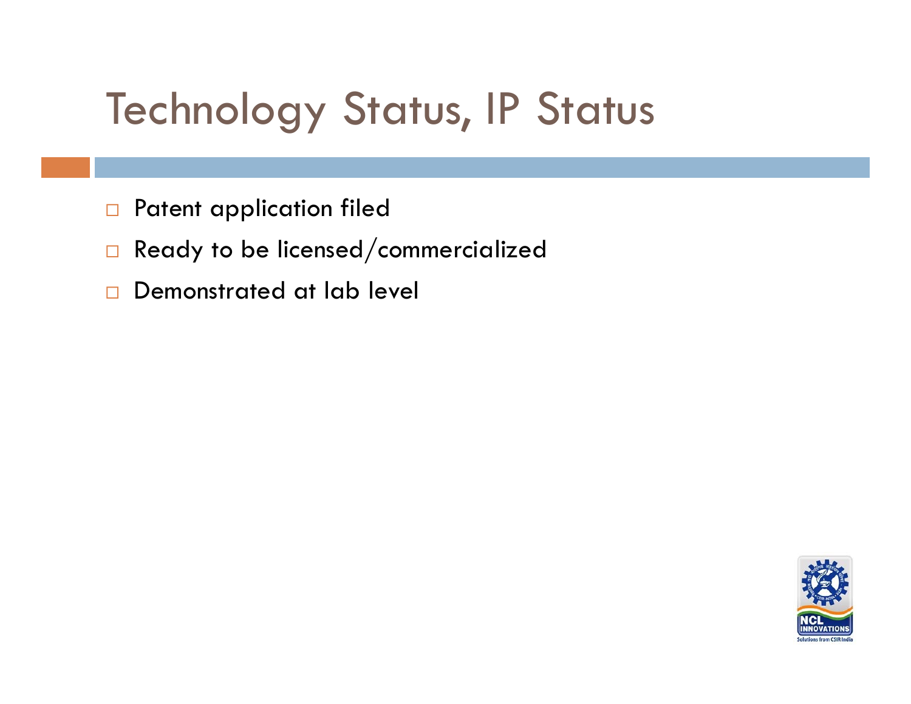# Technology Status, IP Status

- Patent application filed
- Ready to be licensed/commercialized
- Demonstrated at lab level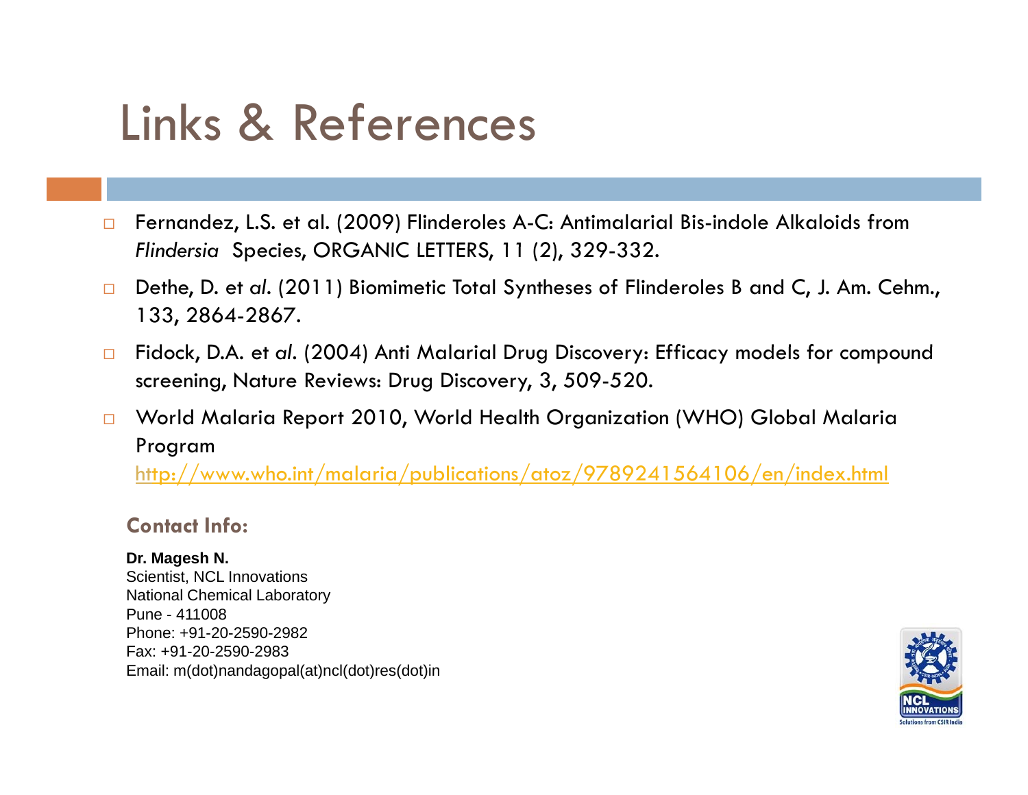# Links & References

- Fernandez, L.S. et al. (2009) Flinderoles A-C: Antimalarial Bis-indole Alkaloids from *Flindersia* Species, ORGANIC LETTERS, 11 (2), 329-332.
- Dethe, D. et *al*. (2011) Biomimetic Total Syntheses of Flinderoles B and C, J. Am. Cehm., 133, 2864-2867.
- Fidock, D.A. et *al*. (2004) Anti Malarial Drug Discovery: Efficacy models for compound screening, Nature Reviews: Drug Discovery, 3, 509-520.
- World Malaria Report 2010, World Health Organization (WHO) Global Malaria Program http://www.who.int/malaria/publications/atoz/9789241564106/en/index.html

**Contact Info:**

**Dr. Magesh N.**
Scientist, NCL Innovations
National Chemical Laboratory
Pune - 411008
Phone: +91-20-2590-2982
Fax: +91-20-2590-2983
Email: m(dot)nandagopal(at)ncl(dot)res(dot)in

NCL INNOVATIONS
Solutions from CSIR India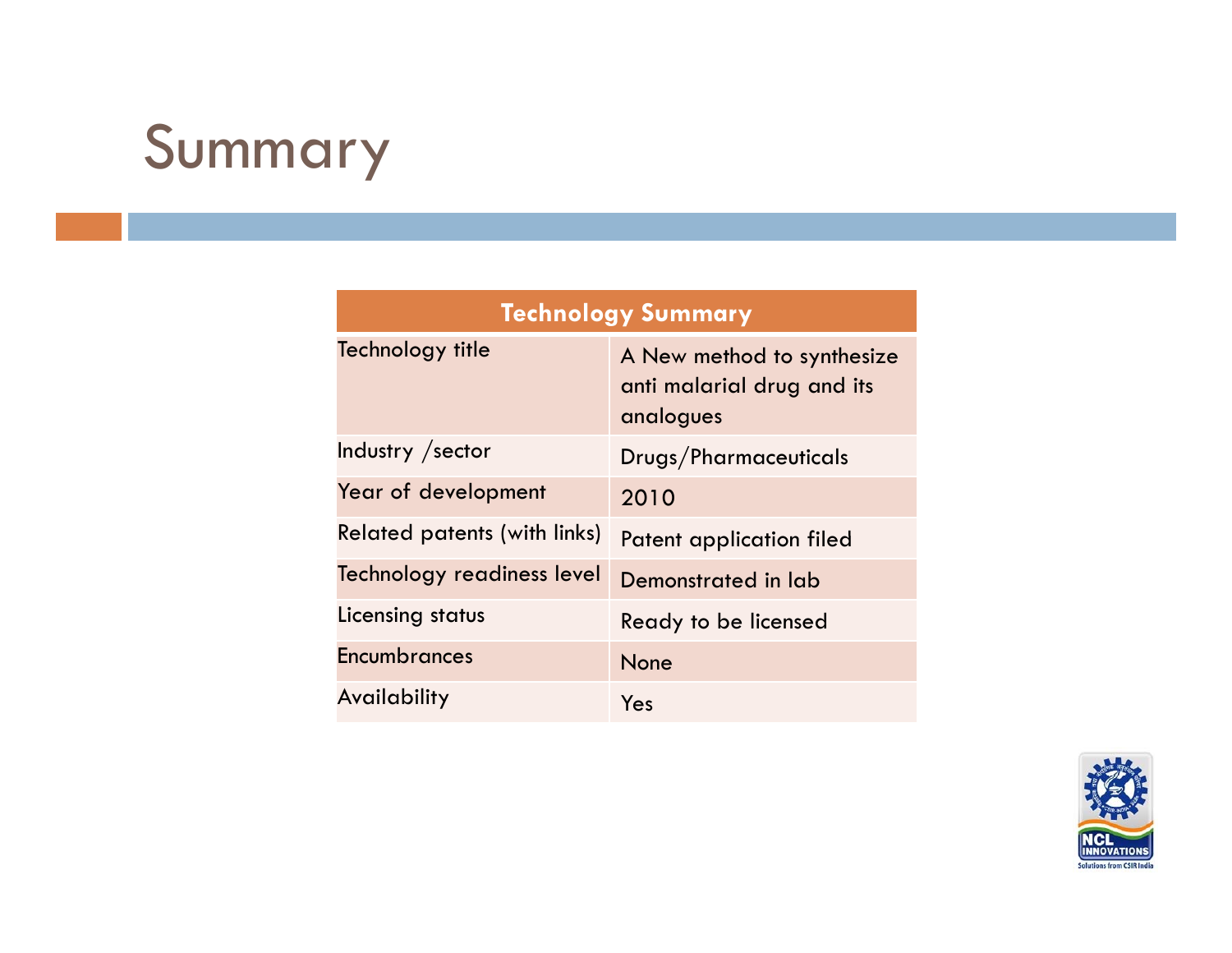# Summary

| Technology Summary | |
|---|---|
| Technology title | A New method to synthesize anti malarial drug and its analogues |
| Industry /sector | Drugs/Pharmaceuticals |
| Year of development | 2010 |
| Related patents (with links) | Patent application filed |
| Technology readiness level | Demonstrated in lab |
| Licensing status | Ready to be licensed |
| Encumbrances | None |
| Availability | Yes |